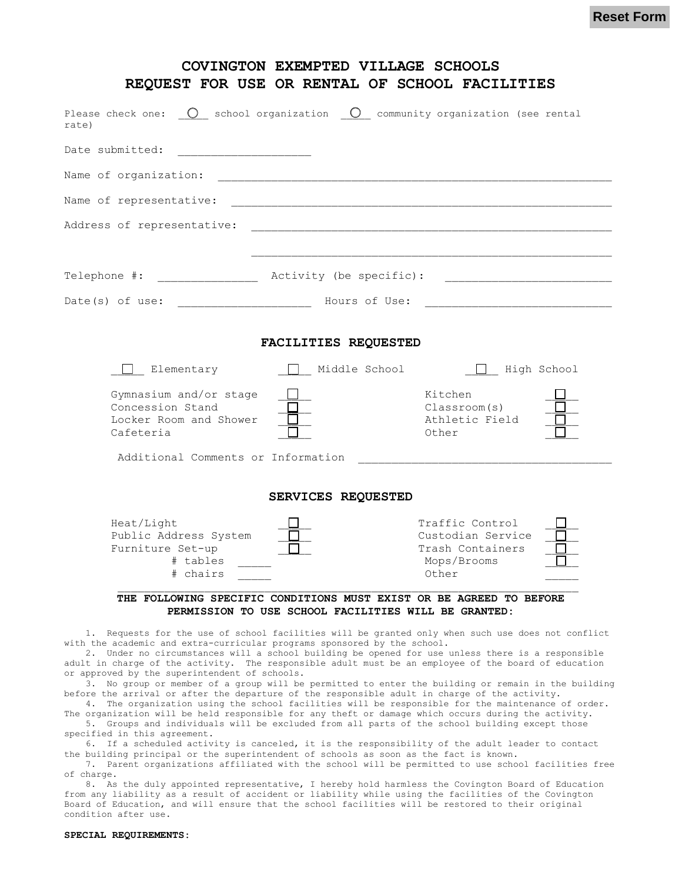Reset Form

# COVINGTON EXEMPTED VILLAGE SCHOOLS
# REQUEST FOR USE OR RENTAL OF SCHOOL FACILITIES

Please check one: ___ school organization ___ community organization (see rental rate)

Date submitted: ____________________

Name of organization: ____________________________________________________________

Name of representative: __________________________________________________________

Address of representative: ______________________________________________________

______________________________________________________

Telephone #: _______________ Activity (be specific): _________________________

Date(s) of use: ____________________ Hours of Use: ____________________________

## FACILITIES REQUESTED

☐ Elementary ☐ Middle School ☐ High School

| | | | |
|---|---|---|---|
| Gymnasium and/or stage | ☐ | Kitchen | ☐ |
| Concession Stand | ☐ | Classroom(s) | ☐ |
| Locker Room and Shower | ☐ | Athletic Field | ☐ |
| Cafeteria | ☐ | Other | ☐ |

Additional Comments or Information ______________________________________

## SERVICES REQUESTED

| | | | |
|---|---|---|---|
| Heat/Light | ☐ | Traffic Control | ☐ |
| Public Address System | ☐ | Custodian Service | ☐ |
| Furniture Set-up | ☐ | Trash Containers | ☐ |
| # tables _____ | | Mops/Brooms | ☐ |
| # chairs _____ | | Other | _____ |

**THE FOLLOWING SPECIFIC CONDITIONS MUST EXIST OR BE AGREED TO BEFORE PERMISSION TO USE SCHOOL FACILITIES WILL BE GRANTED:**

1. Requests for the use of school facilities will be granted only when such use does not conflict with the academic and extra-curricular programs sponsored by the school.
2. Under no circumstances will a school building be opened for use unless there is a responsible adult in charge of the activity. The responsible adult must be an employee of the board of education or approved by the superintendent of schools.
3. No group or member of a group will be permitted to enter the building or remain in the building before the arrival or after the departure of the responsible adult in charge of the activity.
4. The organization using the school facilities will be responsible for the maintenance of order. The organization will be held responsible for any theft or damage which occurs during the activity.
5. Groups and individuals will be excluded from all parts of the school building except those specified in this agreement.
6. If a scheduled activity is canceled, it is the responsibility of the adult leader to contact the building principal or the superintendent of schools as soon as the fact is known.
7. Parent organizations affiliated with the school will be permitted to use school facilities free of charge.
8. As the duly appointed representative, I hereby hold harmless the Covington Board of Education from any liability as a result of accident or liability while using the facilities of the Covington Board of Education, and will ensure that the school facilities will be restored to their original condition after use.

**SPECIAL REQUIREMENTS:**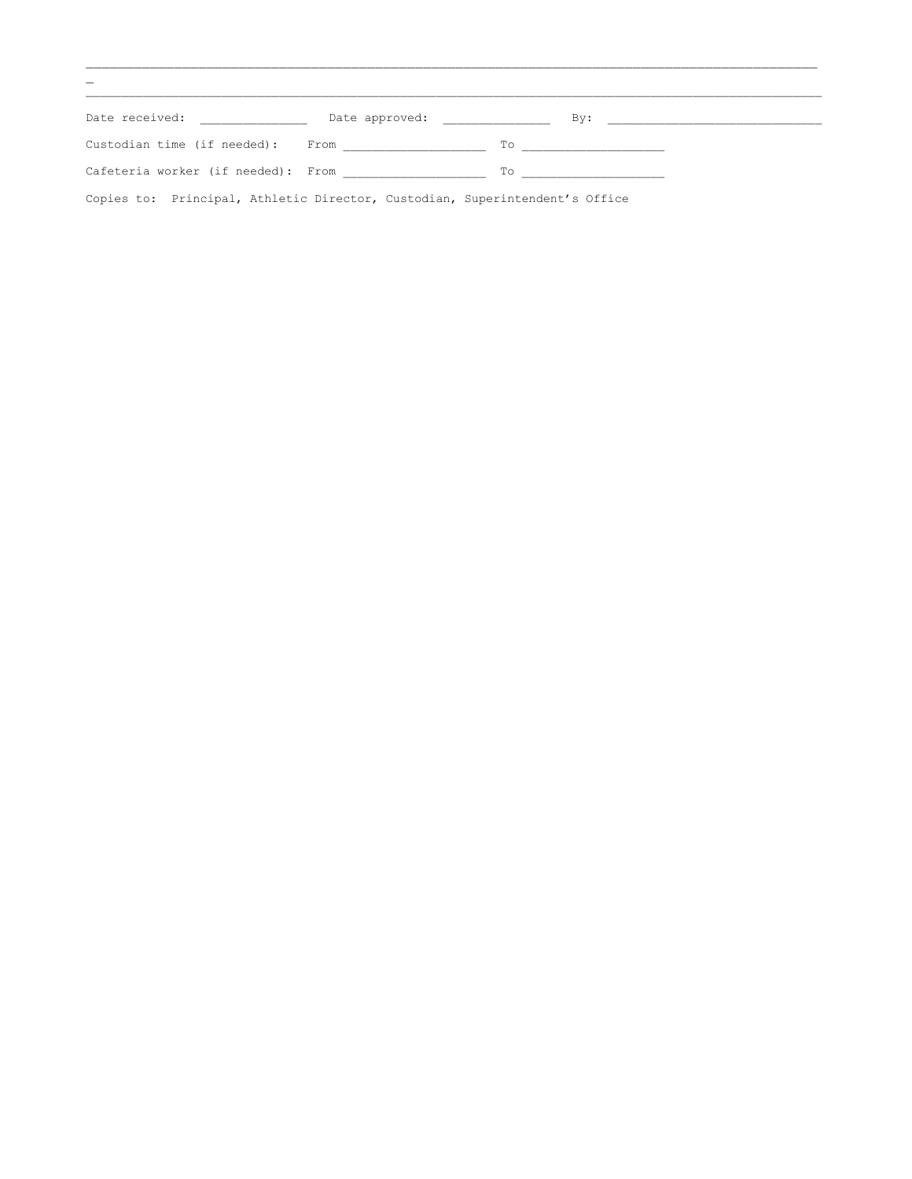_____________________________________________________________________________________________________
_
______________________________________________________________________________________________________

Date received: _______________ Date approved: _______________ By: ______________________________

Custodian time (if needed): From ____________________ To ____________________

Cafeteria worker (if needed): From ____________________ To ____________________

Copies to: Principal, Athletic Director, Custodian, Superintendent's Office